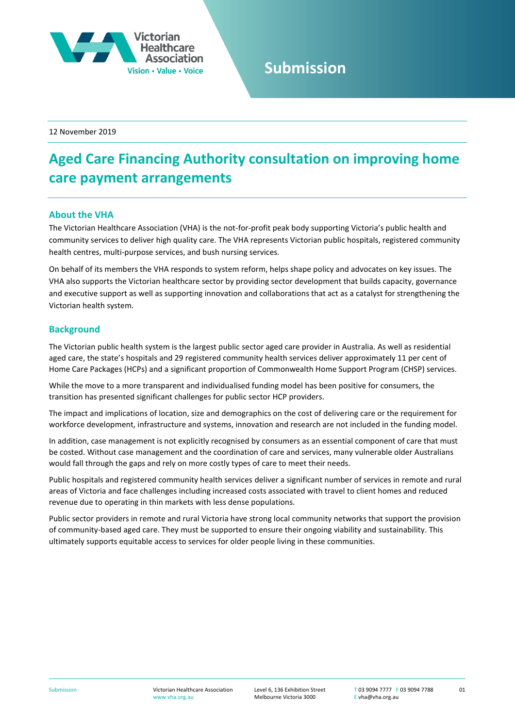# Submission

12 November 2019

# Aged Care Financing Authority consultation on improving home care payment arrangements

## About the VHA

The Victorian Healthcare Association (VHA) is the not-for-profit peak body supporting Victoria's public health and community services to deliver high quality care. The VHA represents Victorian public hospitals, registered community health centres, multi-purpose services, and bush nursing services.

On behalf of its members the VHA responds to system reform, helps shape policy and advocates on key issues. The VHA also supports the Victorian healthcare sector by providing sector development that builds capacity, governance and executive support as well as supporting innovation and collaborations that act as a catalyst for strengthening the Victorian health system.

## Background

The Victorian public health system is the largest public sector aged care provider in Australia. As well as residential aged care, the state's hospitals and 29 registered community health services deliver approximately 11 per cent of Home Care Packages (HCPs) and a significant proportion of Commonwealth Home Support Program (CHSP) services.

While the move to a more transparent and individualised funding model has been positive for consumers, the transition has presented significant challenges for public sector HCP providers.

The impact and implications of location, size and demographics on the cost of delivering care or the requirement for workforce development, infrastructure and systems, innovation and research are not included in the funding model.

In addition, case management is not explicitly recognised by consumers as an essential component of care that must be costed. Without case management and the coordination of care and services, many vulnerable older Australians would fall through the gaps and rely on more costly types of care to meet their needs.

Public hospitals and registered community health services deliver a significant number of services in remote and rural areas of Victoria and face challenges including increased costs associated with travel to client homes and reduced revenue due to operating in thin markets with less dense populations.

Public sector providers in remote and rural Victoria have strong local community networks that support the provision of community-based aged care. They must be supported to ensure their ongoing viability and sustainability. This ultimately supports equitable access to services for older people living in these communities.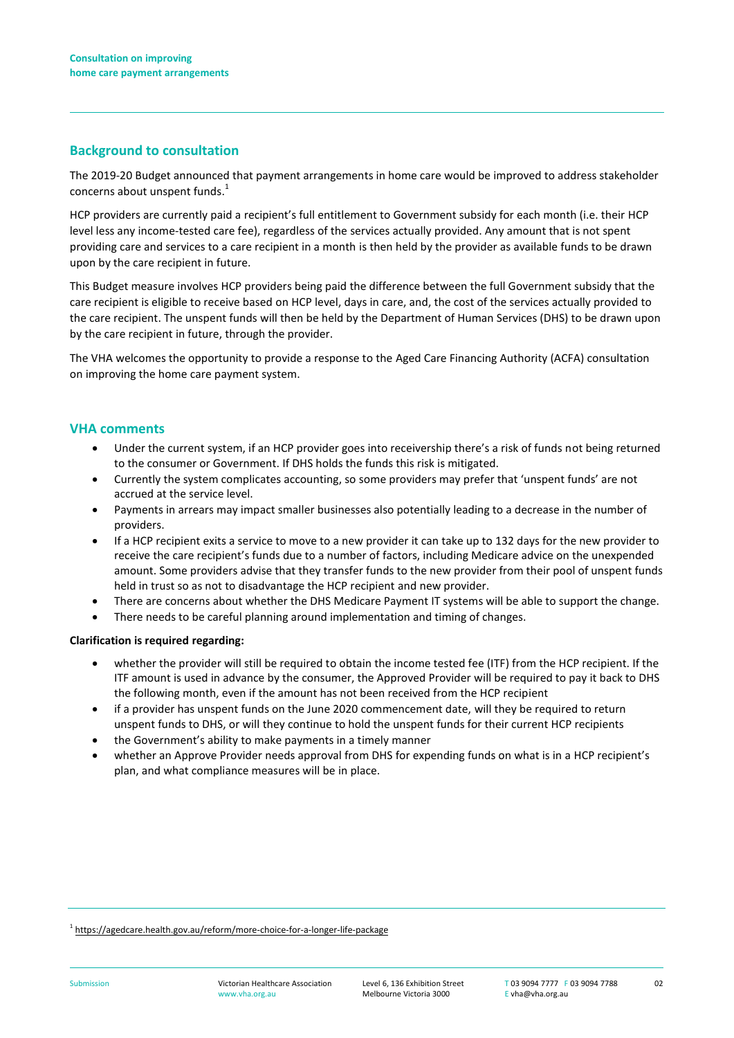## Background to consultation

The 2019-20 Budget announced that payment arrangements in home care would be improved to address stakeholder concerns about unspent funds.[1]

HCP providers are currently paid a recipient's full entitlement to Government subsidy for each month (i.e. their HCP level less any income-tested care fee), regardless of the services actually provided. Any amount that is not spent providing care and services to a care recipient in a month is then held by the provider as available funds to be drawn upon by the care recipient in future.

This Budget measure involves HCP providers being paid the difference between the full Government subsidy that the care recipient is eligible to receive based on HCP level, days in care, and, the cost of the services actually provided to the care recipient. The unspent funds will then be held by the Department of Human Services (DHS) to be drawn upon by the care recipient in future, through the provider.

The VHA welcomes the opportunity to provide a response to the Aged Care Financing Authority (ACFA) consultation on improving the home care payment system.

## VHA comments

- Under the current system, if an HCP provider goes into receivership there's a risk of funds not being returned to the consumer or Government. If DHS holds the funds this risk is mitigated.
- Currently the system complicates accounting, so some providers may prefer that 'unspent funds' are not accrued at the service level.
- Payments in arrears may impact smaller businesses also potentially leading to a decrease in the number of providers.
- If a HCP recipient exits a service to move to a new provider it can take up to 132 days for the new provider to receive the care recipient's funds due to a number of factors, including Medicare advice on the unexpended amount. Some providers advise that they transfer funds to the new provider from their pool of unspent funds held in trust so as not to disadvantage the HCP recipient and new provider.
- There are concerns about whether the DHS Medicare Payment IT systems will be able to support the change.
- There needs to be careful planning around implementation and timing of changes.

**Clarification is required regarding:**

- whether the provider will still be required to obtain the income tested fee (ITF) from the HCP recipient. If the ITF amount is used in advance by the consumer, the Approved Provider will be required to pay it back to DHS the following month, even if the amount has not been received from the HCP recipient
- if a provider has unspent funds on the June 2020 commencement date, will they be required to return unspent funds to DHS, or will they continue to hold the unspent funds for their current HCP recipients
- the Government's ability to make payments in a timely manner
- whether an Approve Provider needs approval from DHS for expending funds on what is in a HCP recipient's plan, and what compliance measures will be in place.

---

[1] https://agedcare.health.gov.au/reform/more-choice-for-a-longer-life-package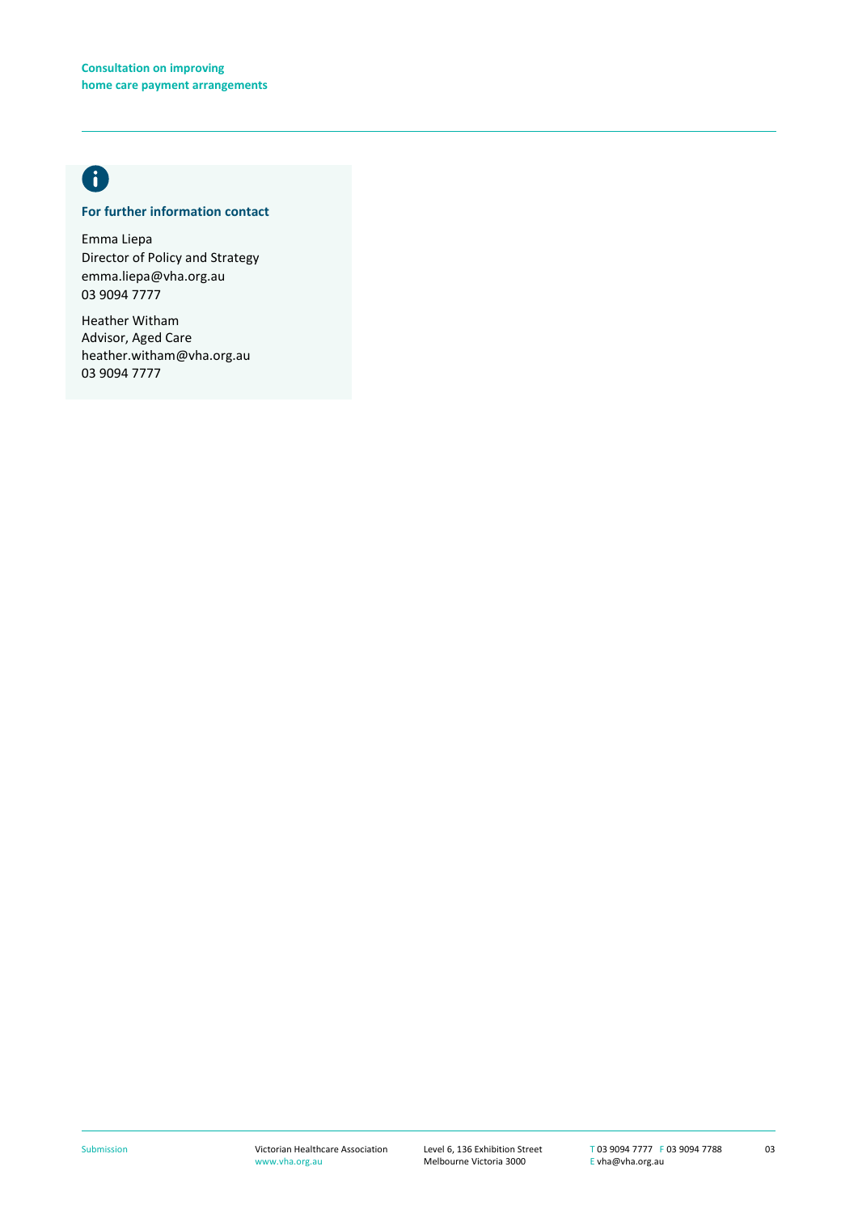### For further information contact

Emma Liepa
Director of Policy and Strategy
emma.liepa@vha.org.au
03 9094 7777

Heather Witham
Advisor, Aged Care
heather.witham@vha.org.au
03 9094 7777